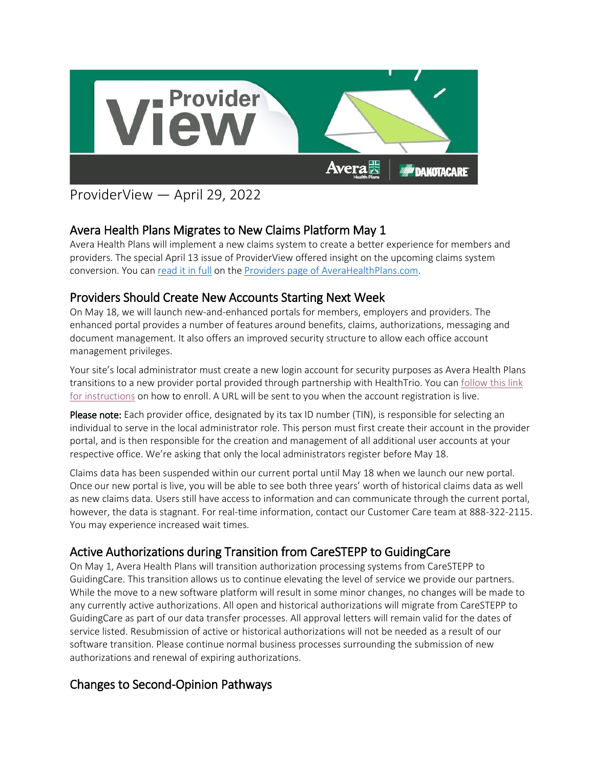# ProviderView — April 29, 2022

## Avera Health Plans Migrates to New Claims Platform May 1

Avera Health Plans will implement a new claims system to create a better experience for members and providers. The special April 13 issue of ProviderView offered insight on the upcoming claims system conversion. You can read it in full on the Providers page of AveraHealthPlans.com.

## Providers Should Create New Accounts Starting Next Week

On May 18, we will launch new-and-enhanced portals for members, employers and providers. The enhanced portal provides a number of features around benefits, claims, authorizations, messaging and document management. It also offers an improved security structure to allow each office account management privileges.

Your site's local administrator must create a new login account for security purposes as Avera Health Plans transitions to a new provider portal provided through partnership with HealthTrio. You can follow this link for instructions on how to enroll. A URL will be sent to you when the account registration is live.

**Please note:** Each provider office, designated by its tax ID number (TIN), is responsible for selecting an individual to serve in the local administrator role. This person must first create their account in the provider portal, and is then responsible for the creation and management of all additional user accounts at your respective office. We're asking that only the local administrators register before May 18.

Claims data has been suspended within our current portal until May 18 when we launch our new portal. Once our new portal is live, you will be able to see both three years' worth of historical claims data as well as new claims data. Users still have access to information and can communicate through the current portal, however, the data is stagnant. For real-time information, contact our Customer Care team at 888-322-2115. You may experience increased wait times.

## Active Authorizations during Transition from CareSTEPP to GuidingCare

On May 1, Avera Health Plans will transition authorization processing systems from CareSTEPP to GuidingCare. This transition allows us to continue elevating the level of service we provide our partners. While the move to a new software platform will result in some minor changes, no changes will be made to any currently active authorizations. All open and historical authorizations will migrate from CareSTEPP to GuidingCare as part of our data transfer processes. All approval letters will remain valid for the dates of service listed. Resubmission of active or historical authorizations will not be needed as a result of our software transition. Please continue normal business processes surrounding the submission of new authorizations and renewal of expiring authorizations.

## Changes to Second-Opinion Pathways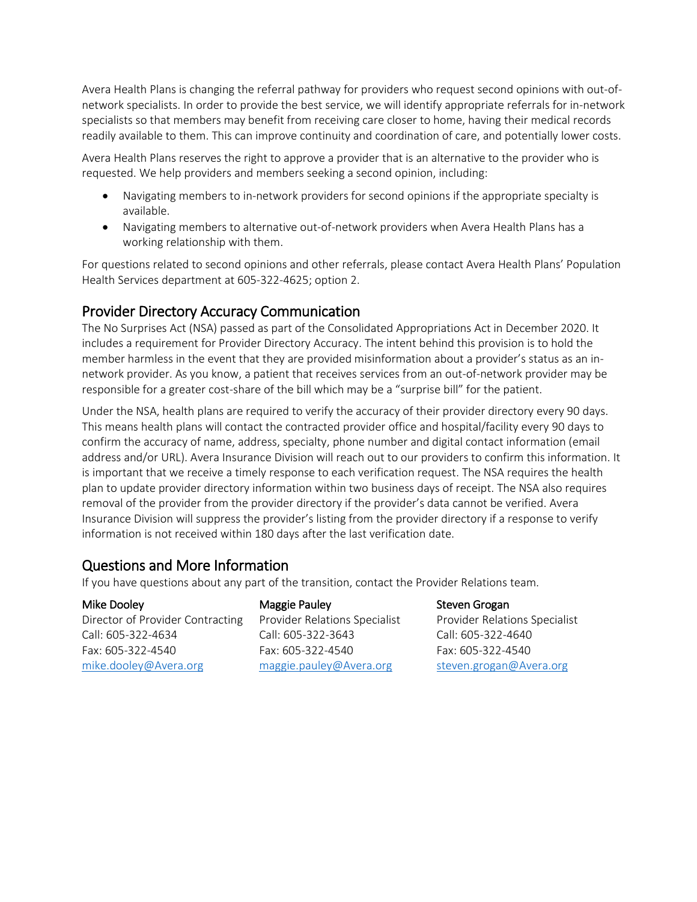Avera Health Plans is changing the referral pathway for providers who request second opinions with out-of-network specialists. In order to provide the best service, we will identify appropriate referrals for in-network specialists so that members may benefit from receiving care closer to home, having their medical records readily available to them. This can improve continuity and coordination of care, and potentially lower costs.

Avera Health Plans reserves the right to approve a provider that is an alternative to the provider who is requested. We help providers and members seeking a second opinion, including:

- Navigating members to in-network providers for second opinions if the appropriate specialty is available.
- Navigating members to alternative out-of-network providers when Avera Health Plans has a working relationship with them.

For questions related to second opinions and other referrals, please contact Avera Health Plans' Population Health Services department at 605-322-4625; option 2.

## Provider Directory Accuracy Communication

The No Surprises Act (NSA) passed as part of the Consolidated Appropriations Act in December 2020. It includes a requirement for Provider Directory Accuracy. The intent behind this provision is to hold the member harmless in the event that they are provided misinformation about a provider's status as an in-network provider. As you know, a patient that receives services from an out-of-network provider may be responsible for a greater cost-share of the bill which may be a "surprise bill" for the patient.

Under the NSA, health plans are required to verify the accuracy of their provider directory every 90 days. This means health plans will contact the contracted provider office and hospital/facility every 90 days to confirm the accuracy of name, address, specialty, phone number and digital contact information (email address and/or URL). Avera Insurance Division will reach out to our providers to confirm this information. It is important that we receive a timely response to each verification request. The NSA requires the health plan to update provider directory information within two business days of receipt. The NSA also requires removal of the provider from the provider directory if the provider's data cannot be verified. Avera Insurance Division will suppress the provider's listing from the provider directory if a response to verify information is not received within 180 days after the last verification date.

## Questions and More Information

If you have questions about any part of the transition, contact the Provider Relations team.

**Mike Dooley**
Director of Provider Contracting
Call: 605-322-4634
Fax: 605-322-4540
mike.dooley@Avera.org

**Maggie Pauley**
Provider Relations Specialist
Call: 605-322-3643
Fax: 605-322-4540
maggie.pauley@Avera.org

**Steven Grogan**
Provider Relations Specialist
Call: 605-322-4640
Fax: 605-322-4540
steven.grogan@Avera.org